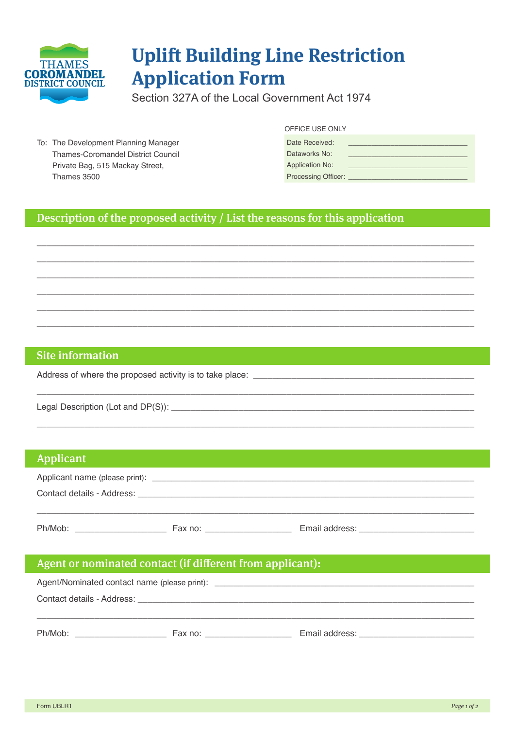THAMES COROMANDEL DISTRICT COUNCIL

# Uplift Building Line Restriction Application Form

Section 327A of the Local Government Act 1974

To: The Development Planning Manager
Thames-Coromandel District Council
Private Bag, 515 Mackay Street,
Thames 3500

OFFICE USE ONLY

| | |
|---|---|
| Date Received: | ______________________________ |
| Dataworks No: | ______________________________ |
| Application No: | ______________________________ |
| Processing Officer: | ______________________________ |

## Description of the proposed activity / List the reasons for this application

______________________________________________________________________________

______________________________________________________________________________

______________________________________________________________________________

______________________________________________________________________________

______________________________________________________________________________

______________________________________________________________________________

## Site information

Address of where the proposed activity is to take place: ______________________________________________

______________________________________________________________________________

Legal Description (Lot and DP(S)): ______________________________________________________________

______________________________________________________________________________

## Applicant

Applicant name (please print): ________________________________________________________________

Contact details - Address: ____________________________________________________________________

______________________________________________________________________________

Ph/Mob: ___________________ Fax no: __________________ Email address: ________________________

## Agent or nominated contact (if different from applicant):

Agent/Nominated contact name (please print): ____________________________________________________

Contact details - Address: ____________________________________________________________________

______________________________________________________________________________

Ph/Mob: ___________________ Fax no: __________________ Email address: ________________________

Form UBLR1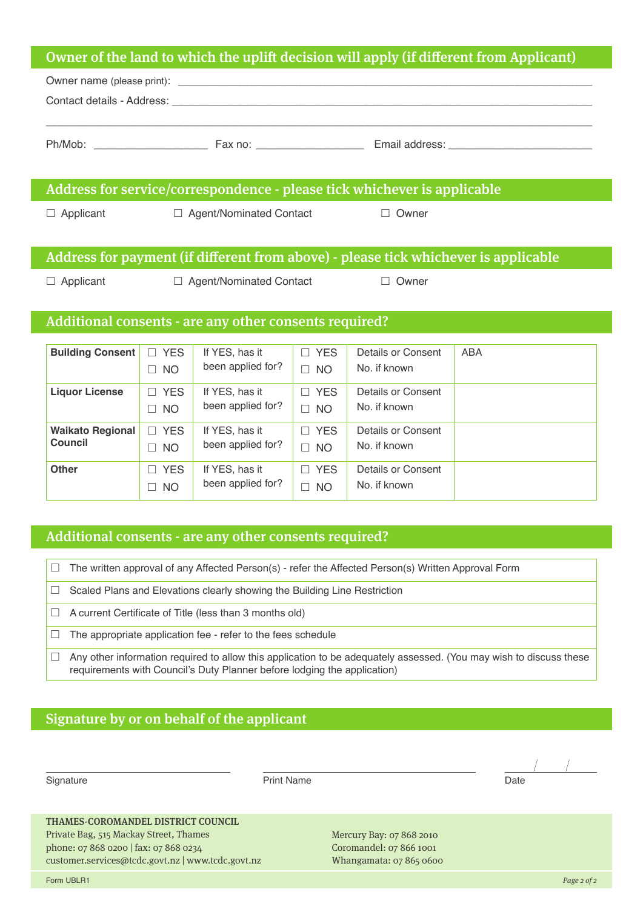## Owner of the land to which the uplift decision will apply (if different from Applicant)

Owner name (please print): ____________________________________________

Contact details - Address: ____________________________________________

________________________________________________________________

Ph/Mob: ____________________ Fax no: ____________________ Email address: ____________________

## Address for service/correspondence - please tick whichever is applicable

☐ Applicant ☐ Agent/Nominated Contact ☐ Owner

## Address for payment (if different from above) - please tick whichever is applicable

☐ Applicant ☐ Agent/Nominated Contact ☐ Owner

## Additional consents - are any other consents required?

| | | | | | |
|---|---|---|---|---|---|
| **Building Consent** | ☐ YES ☐ NO | If YES, has it been applied for? | ☐ YES ☐ NO | Details or Consent No. if known | ABA |
| **Liquor License** | ☐ YES ☐ NO | If YES, has it been applied for? | ☐ YES ☐ NO | Details or Consent No. if known | |
| **Waikato Regional Council** | ☐ YES ☐ NO | If YES, has it been applied for? | ☐ YES ☐ NO | Details or Consent No. if known | |
| **Other** | ☐ YES ☐ NO | If YES, has it been applied for? | ☐ YES ☐ NO | Details or Consent No. if known | |

## Additional consents - are any other consents required?

- ☐ The written approval of any Affected Person(s) - refer the Affected Person(s) Written Approval Form
- ☐ Scaled Plans and Elevations clearly showing the Building Line Restriction
- ☐ A current Certificate of Title (less than 3 months old)
- ☐ The appropriate application fee - refer to the fees schedule
- ☐ Any other information required to allow this application to be adequately assessed. (You may wish to discuss these requirements with Council's Duty Planner before lodging the application)

## Signature by or on behalf of the applicant

____________________ ____________________ ____/____/____

Signature Print Name Date

**THAMES-COROMANDEL DISTRICT COUNCIL**
Private Bag, 515 Mackay Street, Thames
phone: 07 868 0200 | fax: 07 868 0234
customer.services@tcdc.govt.nz | www.tcdc.govt.nz

Mercury Bay: 07 868 2010
Coromandel: 07 866 1001
Whangamata: 07 865 0600

Form UBLR1